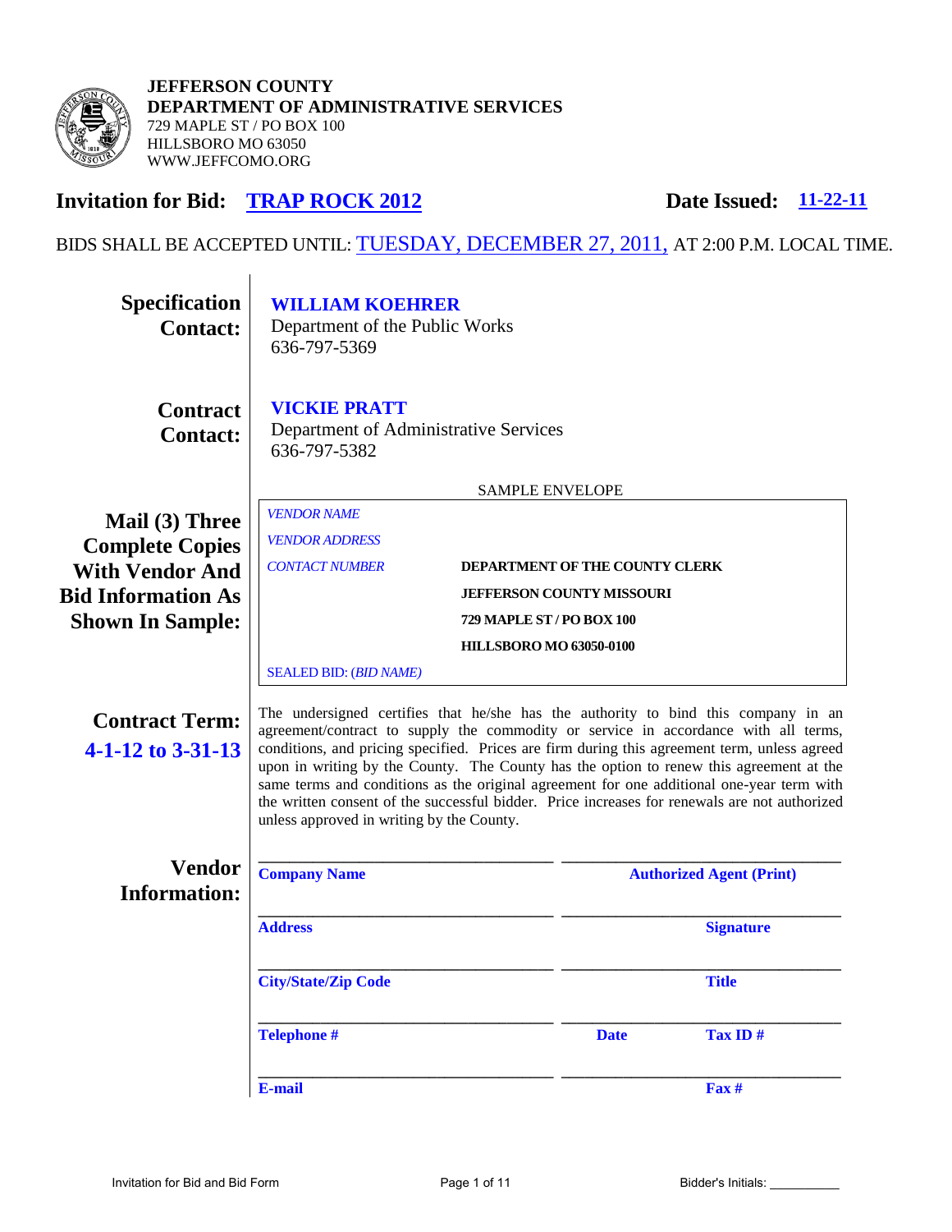**JEFFERSON COUNTY**
**DEPARTMENT OF ADMINISTRATIVE SERVICES**
729 MAPLE ST / PO BOX 100
HILLSBORO MO 63050
WWW.JEFFCOMO.ORG

## Invitation for Bid: TRAP ROCK 2012

**Date Issued: 11-22-11**

BIDS SHALL BE ACCEPTED UNTIL: TUESDAY, DECEMBER 27, 2011, AT 2:00 P.M. LOCAL TIME.

**Specification Contact:**

**WILLIAM KOEHRER**
Department of the Public Works
636-797-5369

**Contract Contact:**

**VICKIE PRATT**
Department of Administrative Services
636-797-5382

**Mail (3) Three Complete Copies With Vendor And Bid Information As Shown In Sample:**

SAMPLE ENVELOPE

*VENDOR NAME*
*VENDOR ADDRESS*
*CONTACT NUMBER*

**DEPARTMENT OF THE COUNTY CLERK**
**JEFFERSON COUNTY MISSOURI**
**729 MAPLE ST / PO BOX 100**
**HILLSBORO MO 63050-0100**

SEALED BID: (*BID NAME*)

**Contract Term: 4-1-12 to 3-31-13**

The undersigned certifies that he/she has the authority to bind this company in an agreement/contract to supply the commodity or service in accordance with all terms, conditions, and pricing specified. Prices are firm during this agreement term, unless agreed upon in writing by the County. The County has the option to renew this agreement at the same terms and conditions as the original agreement for one additional one-year term with the written consent of the successful bidder. Price increases for renewals are not authorized unless approved in writing by the County.

**Vendor Information:**

| | |
|---|---|
| **Company Name** | **Authorized Agent (Print)** |
| **Address** | **Signature** |
| **City/State/Zip Code** | **Title** |
| **Telephone #** | **Date** **Tax ID #** |
| **E-mail** | **Fax #** |

Bidder's Initials: __________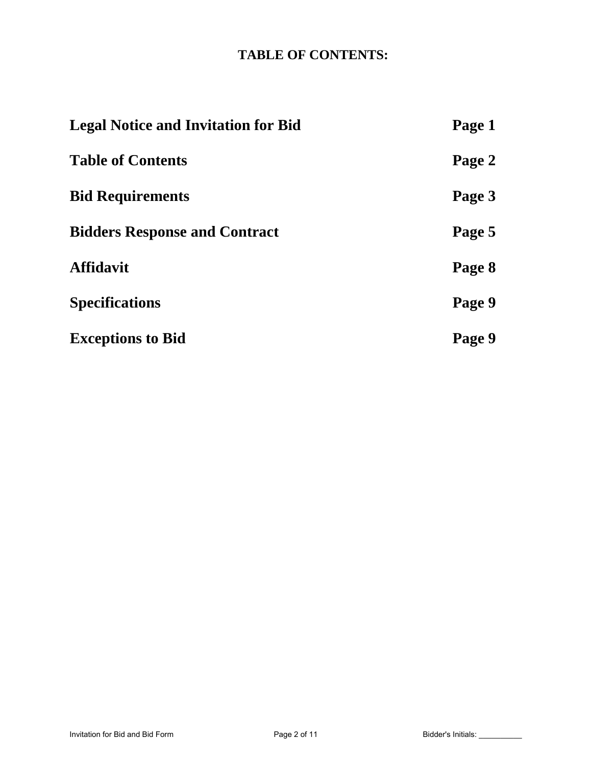# TABLE OF CONTENTS:

| | |
|---|---|
| **Legal Notice and Invitation for Bid** | **Page 1** |
| **Table of Contents** | **Page 2** |
| **Bid Requirements** | **Page 3** |
| **Bidders Response and Contract** | **Page 5** |
| **Affidavit** | **Page 8** |
| **Specifications** | **Page 9** |
| **Exceptions to Bid** | **Page 9** |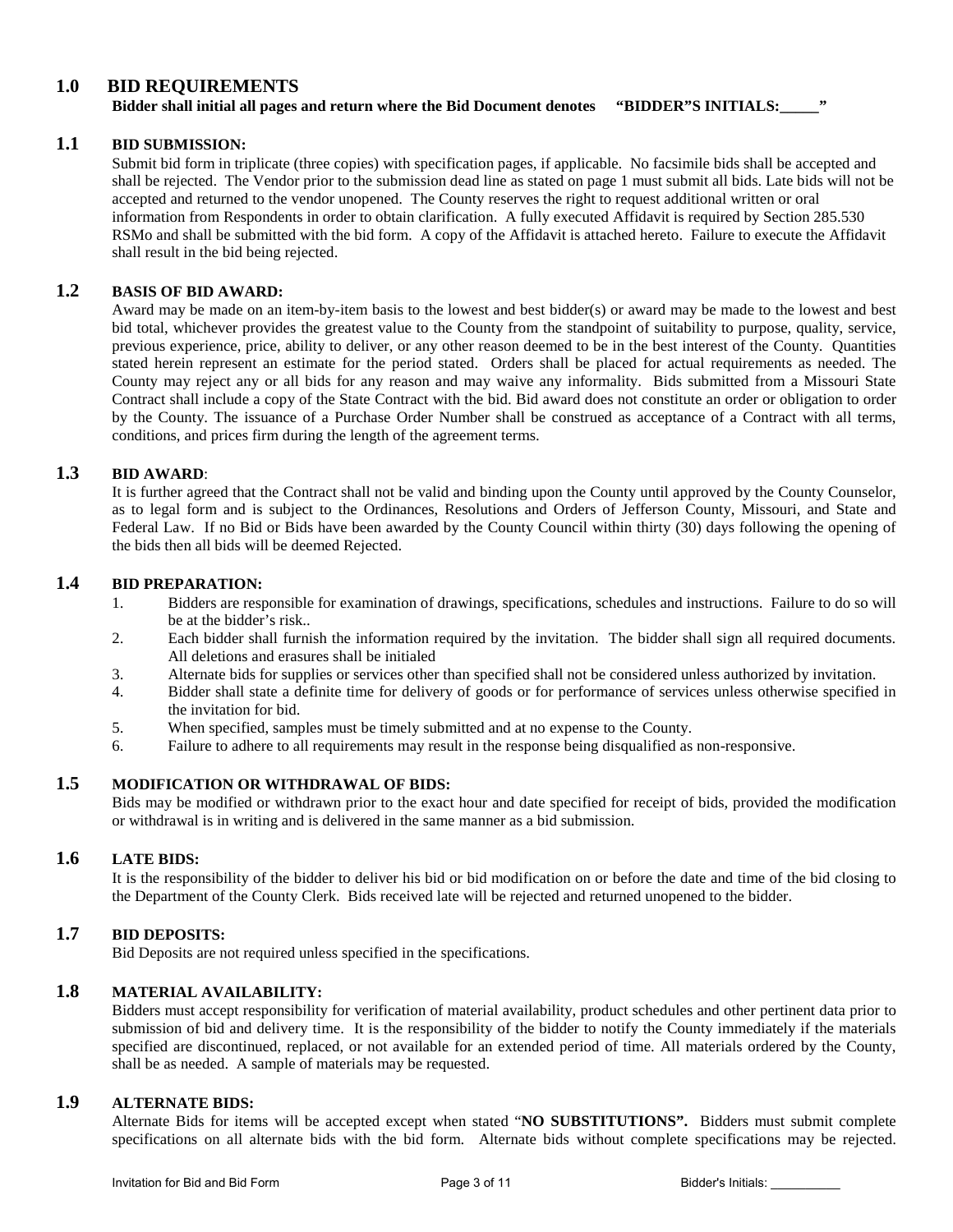# 1.0 BID REQUIREMENTS

**Bidder shall initial all pages and return where the Bid Document denotes "BIDDER"S INITIALS:_____"**

## 1.1 BID SUBMISSION:

Submit bid form in triplicate (three copies) with specification pages, if applicable. No facsimile bids shall be accepted and shall be rejected. The Vendor prior to the submission dead line as stated on page 1 must submit all bids. Late bids will not be accepted and returned to the vendor unopened. The County reserves the right to request additional written or oral information from Respondents in order to obtain clarification. A fully executed Affidavit is required by Section 285.530 RSMo and shall be submitted with the bid form. A copy of the Affidavit is attached hereto. Failure to execute the Affidavit shall result in the bid being rejected.

## 1.2 BASIS OF BID AWARD:

Award may be made on an item-by-item basis to the lowest and best bidder(s) or award may be made to the lowest and best bid total, whichever provides the greatest value to the County from the standpoint of suitability to purpose, quality, service, previous experience, price, ability to deliver, or any other reason deemed to be in the best interest of the County. Quantities stated herein represent an estimate for the period stated. Orders shall be placed for actual requirements as needed. The County may reject any or all bids for any reason and may waive any informality. Bids submitted from a Missouri State Contract shall include a copy of the State Contract with the bid. Bid award does not constitute an order or obligation to order by the County. The issuance of a Purchase Order Number shall be construed as acceptance of a Contract with all terms, conditions, and prices firm during the length of the agreement terms.

## 1.3 BID AWARD:

It is further agreed that the Contract shall not be valid and binding upon the County until approved by the County Counselor, as to legal form and is subject to the Ordinances, Resolutions and Orders of Jefferson County, Missouri, and State and Federal Law. If no Bid or Bids have been awarded by the County Council within thirty (30) days following the opening of the bids then all bids will be deemed Rejected.

## 1.4 BID PREPARATION:

1. Bidders are responsible for examination of drawings, specifications, schedules and instructions. Failure to do so will be at the bidder's risk..
2. Each bidder shall furnish the information required by the invitation. The bidder shall sign all required documents. All deletions and erasures shall be initialed
3. Alternate bids for supplies or services other than specified shall not be considered unless authorized by invitation.
4. Bidder shall state a definite time for delivery of goods or for performance of services unless otherwise specified in the invitation for bid.
5. When specified, samples must be timely submitted and at no expense to the County.
6. Failure to adhere to all requirements may result in the response being disqualified as non-responsive.

## 1.5 MODIFICATION OR WITHDRAWAL OF BIDS:

Bids may be modified or withdrawn prior to the exact hour and date specified for receipt of bids, provided the modification or withdrawal is in writing and is delivered in the same manner as a bid submission.

## 1.6 LATE BIDS:

It is the responsibility of the bidder to deliver his bid or bid modification on or before the date and time of the bid closing to the Department of the County Clerk. Bids received late will be rejected and returned unopened to the bidder.

## 1.7 BID DEPOSITS:

Bid Deposits are not required unless specified in the specifications.

## 1.8 MATERIAL AVAILABILITY:

Bidders must accept responsibility for verification of material availability, product schedules and other pertinent data prior to submission of bid and delivery time. It is the responsibility of the bidder to notify the County immediately if the materials specified are discontinued, replaced, or not available for an extended period of time. All materials ordered by the County, shall be as needed. A sample of materials may be requested.

## 1.9 ALTERNATE BIDS:

Alternate Bids for items will be accepted except when stated "**NO SUBSTITUTIONS".** Bidders must submit complete specifications on all alternate bids with the bid form. Alternate bids without complete specifications may be rejected.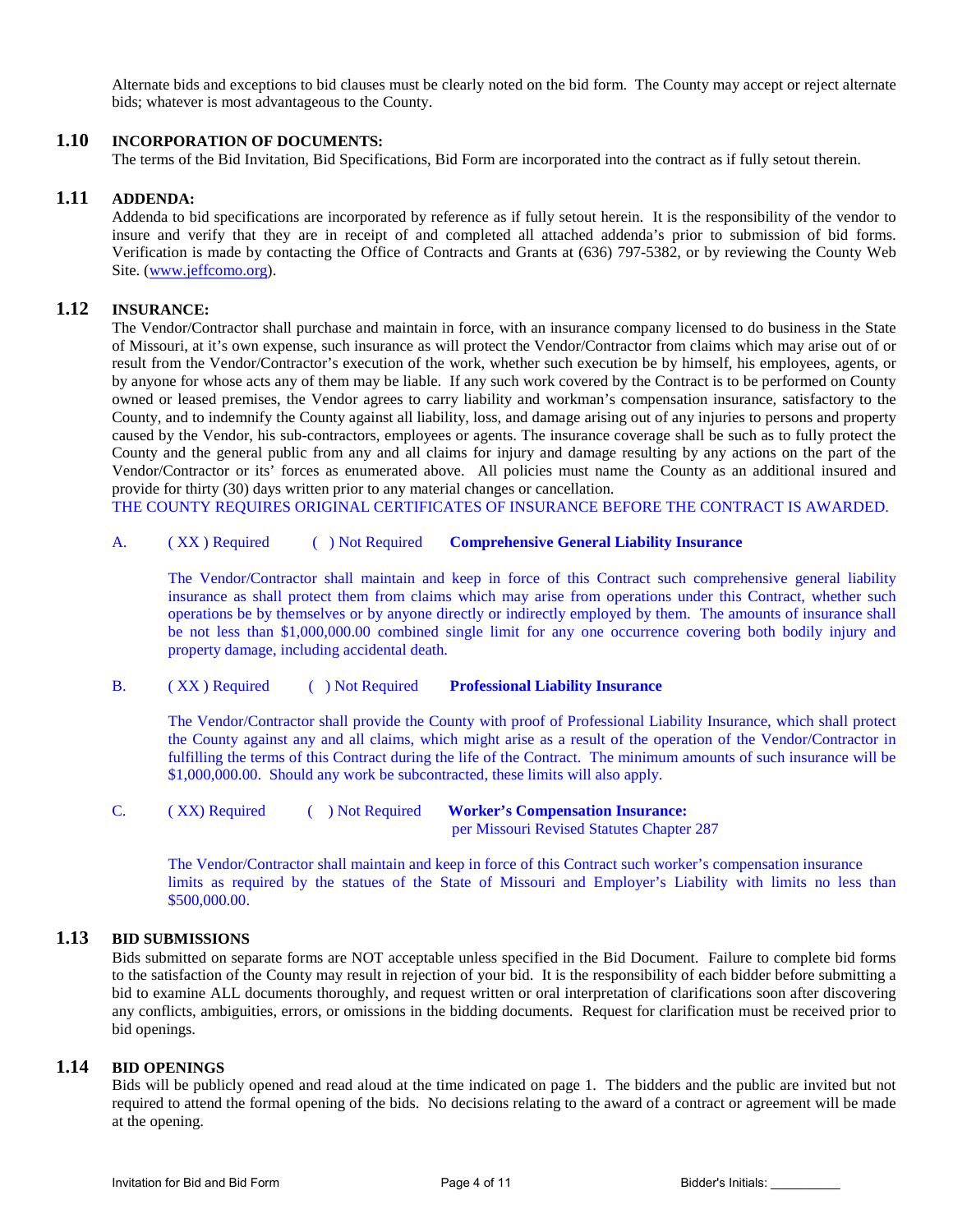Alternate bids and exceptions to bid clauses must be clearly noted on the bid form. The County may accept or reject alternate bids; whatever is most advantageous to the County.

## 1.10 INCORPORATION OF DOCUMENTS:

The terms of the Bid Invitation, Bid Specifications, Bid Form are incorporated into the contract as if fully setout therein.

## 1.11 ADDENDA:

Addenda to bid specifications are incorporated by reference as if fully setout herein. It is the responsibility of the vendor to insure and verify that they are in receipt of and completed all attached addenda's prior to submission of bid forms. Verification is made by contacting the Office of Contracts and Grants at (636) 797-5382, or by reviewing the County Web Site. (www.jeffcomo.org).

## 1.12 INSURANCE:

The Vendor/Contractor shall purchase and maintain in force, with an insurance company licensed to do business in the State of Missouri, at it's own expense, such insurance as will protect the Vendor/Contractor from claims which may arise out of or result from the Vendor/Contractor's execution of the work, whether such execution be by himself, his employees, agents, or by anyone for whose acts any of them may be liable. If any such work covered by the Contract is to be performed on County owned or leased premises, the Vendor agrees to carry liability and workman's compensation insurance, satisfactory to the County, and to indemnify the County against all liability, loss, and damage arising out of any injuries to persons and property caused by the Vendor, his sub-contractors, employees or agents. The insurance coverage shall be such as to fully protect the County and the general public from any and all claims for injury and damage resulting by any actions on the part of the Vendor/Contractor or its' forces as enumerated above. All policies must name the County as an additional insured and provide for thirty (30) days written prior to any material changes or cancellation.

THE COUNTY REQUIRES ORIGINAL CERTIFICATES OF INSURANCE BEFORE THE CONTRACT IS AWARDED.

A. ( XX ) Required ( ) Not Required **Comprehensive General Liability Insurance**

The Vendor/Contractor shall maintain and keep in force of this Contract such comprehensive general liability insurance as shall protect them from claims which may arise from operations under this Contract, whether such operations be by themselves or by anyone directly or indirectly employed by them. The amounts of insurance shall be not less than $1,000,000.00 combined single limit for any one occurrence covering both bodily injury and property damage, including accidental death.

B. ( XX ) Required ( ) Not Required **Professional Liability Insurance**

The Vendor/Contractor shall provide the County with proof of Professional Liability Insurance, which shall protect the County against any and all claims, which might arise as a result of the operation of the Vendor/Contractor in fulfilling the terms of this Contract during the life of the Contract. The minimum amounts of such insurance will be $1,000,000.00. Should any work be subcontracted, these limits will also apply.

C. ( XX) Required ( ) Not Required **Worker's Compensation Insurance:** per Missouri Revised Statutes Chapter 287

The Vendor/Contractor shall maintain and keep in force of this Contract such worker's compensation insurance limits as required by the statues of the State of Missouri and Employer's Liability with limits no less than $500,000.00.

## 1.13 BID SUBMISSIONS

Bids submitted on separate forms are NOT acceptable unless specified in the Bid Document. Failure to complete bid forms to the satisfaction of the County may result in rejection of your bid. It is the responsibility of each bidder before submitting a bid to examine ALL documents thoroughly, and request written or oral interpretation of clarifications soon after discovering any conflicts, ambiguities, errors, or omissions in the bidding documents. Request for clarification must be received prior to bid openings.

## 1.14 BID OPENINGS

Bids will be publicly opened and read aloud at the time indicated on page 1. The bidders and the public are invited but not required to attend the formal opening of the bids. No decisions relating to the award of a contract or agreement will be made at the opening.

Bidder's Initials: __________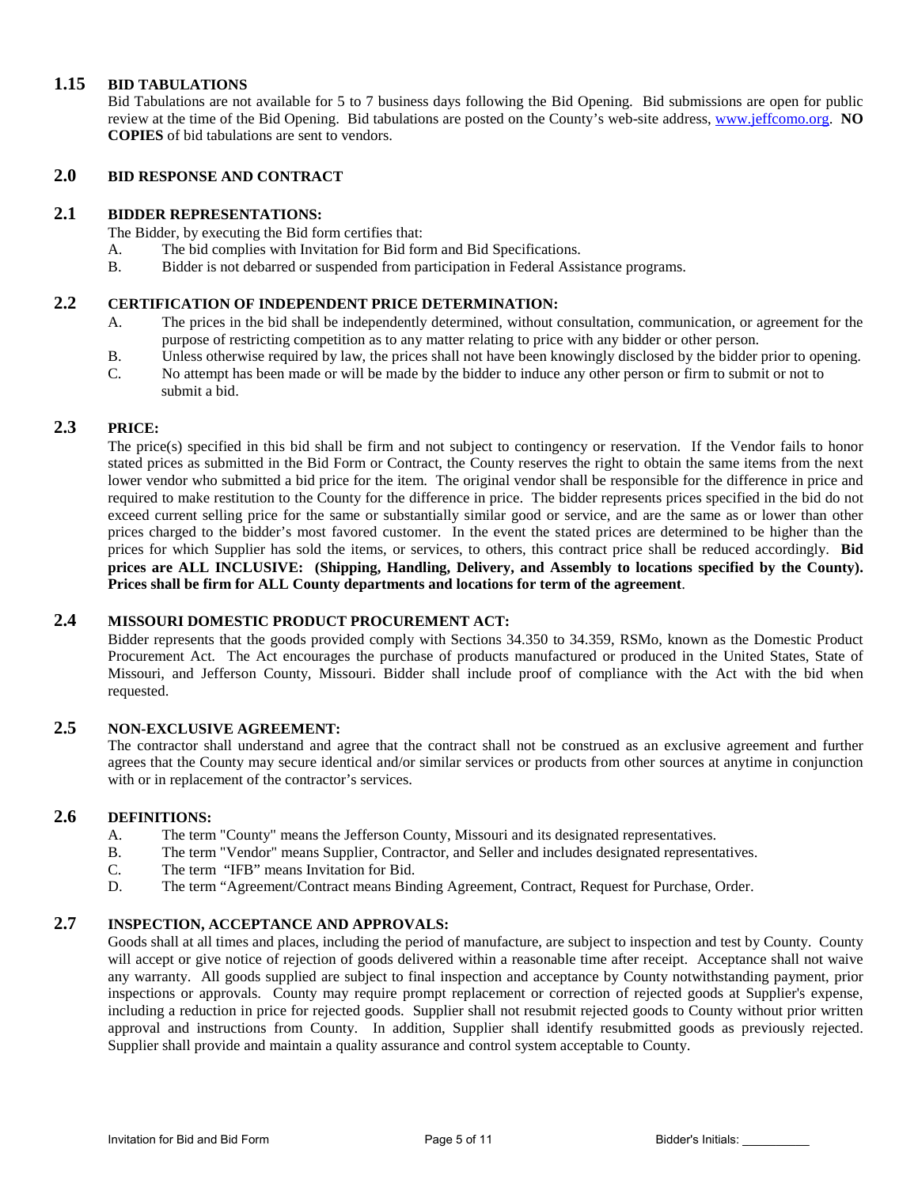## 1.15 BID TABULATIONS

Bid Tabulations are not available for 5 to 7 business days following the Bid Opening. Bid submissions are open for public review at the time of the Bid Opening. Bid tabulations are posted on the County's web-site address, www.jeffcomo.org. **NO COPIES** of bid tabulations are sent to vendors.

# 2.0 BID RESPONSE AND CONTRACT

## 2.1 BIDDER REPRESENTATIONS:

The Bidder, by executing the Bid form certifies that:

A. The bid complies with Invitation for Bid form and Bid Specifications.

B. Bidder is not debarred or suspended from participation in Federal Assistance programs.

## 2.2 CERTIFICATION OF INDEPENDENT PRICE DETERMINATION:

A. The prices in the bid shall be independently determined, without consultation, communication, or agreement for the purpose of restricting competition as to any matter relating to price with any bidder or other person.

B. Unless otherwise required by law, the prices shall not have been knowingly disclosed by the bidder prior to opening.

C. No attempt has been made or will be made by the bidder to induce any other person or firm to submit or not to submit a bid.

## 2.3 PRICE:

The price(s) specified in this bid shall be firm and not subject to contingency or reservation. If the Vendor fails to honor stated prices as submitted in the Bid Form or Contract, the County reserves the right to obtain the same items from the next lower vendor who submitted a bid price for the item. The original vendor shall be responsible for the difference in price and required to make restitution to the County for the difference in price. The bidder represents prices specified in the bid do not exceed current selling price for the same or substantially similar good or service, and are the same as or lower than other prices charged to the bidder's most favored customer. In the event the stated prices are determined to be higher than the prices for which Supplier has sold the items, or services, to others, this contract price shall be reduced accordingly. **Bid prices are ALL INCLUSIVE: (Shipping, Handling, Delivery, and Assembly to locations specified by the County). Prices shall be firm for ALL County departments and locations for term of the agreement**.

## 2.4 MISSOURI DOMESTIC PRODUCT PROCUREMENT ACT:

Bidder represents that the goods provided comply with Sections 34.350 to 34.359, RSMo, known as the Domestic Product Procurement Act. The Act encourages the purchase of products manufactured or produced in the United States, State of Missouri, and Jefferson County, Missouri. Bidder shall include proof of compliance with the Act with the bid when requested.

## 2.5 NON-EXCLUSIVE AGREEMENT:

The contractor shall understand and agree that the contract shall not be construed as an exclusive agreement and further agrees that the County may secure identical and/or similar services or products from other sources at anytime in conjunction with or in replacement of the contractor's services.

## 2.6 DEFINITIONS:

A. The term "County" means the Jefferson County, Missouri and its designated representatives.

B. The term "Vendor" means Supplier, Contractor, and Seller and includes designated representatives.

C. The term "IFB" means Invitation for Bid.

D. The term "Agreement/Contract means Binding Agreement, Contract, Request for Purchase, Order.

## 2.7 INSPECTION, ACCEPTANCE AND APPROVALS:

Goods shall at all times and places, including the period of manufacture, are subject to inspection and test by County. County will accept or give notice of rejection of goods delivered within a reasonable time after receipt. Acceptance shall not waive any warranty. All goods supplied are subject to final inspection and acceptance by County notwithstanding payment, prior inspections or approvals. County may require prompt replacement or correction of rejected goods at Supplier's expense, including a reduction in price for rejected goods. Supplier shall not resubmit rejected goods to County without prior written approval and instructions from County. In addition, Supplier shall identify resubmitted goods as previously rejected. Supplier shall provide and maintain a quality assurance and control system acceptable to County.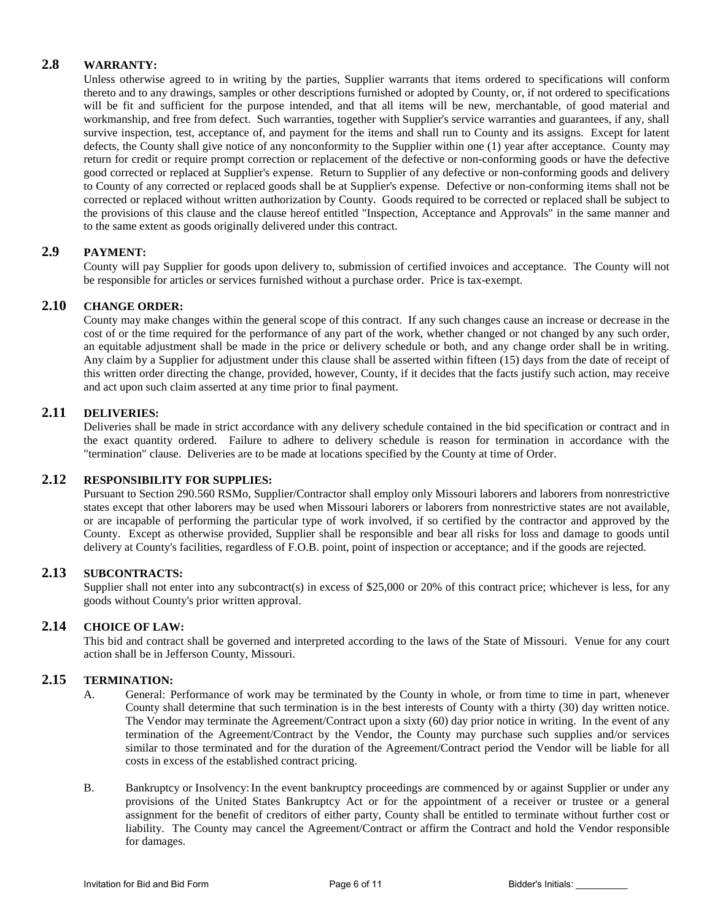### 2.8 WARRANTY:

Unless otherwise agreed to in writing by the parties, Supplier warrants that items ordered to specifications will conform thereto and to any drawings, samples or other descriptions furnished or adopted by County, or, if not ordered to specifications will be fit and sufficient for the purpose intended, and that all items will be new, merchantable, of good material and workmanship, and free from defect. Such warranties, together with Supplier's service warranties and guarantees, if any, shall survive inspection, test, acceptance of, and payment for the items and shall run to County and its assigns. Except for latent defects, the County shall give notice of any nonconformity to the Supplier within one (1) year after acceptance. County may return for credit or require prompt correction or replacement of the defective or non-conforming goods or have the defective good corrected or replaced at Supplier's expense. Return to Supplier of any defective or non-conforming goods and delivery to County of any corrected or replaced goods shall be at Supplier's expense. Defective or non-conforming items shall not be corrected or replaced without written authorization by County. Goods required to be corrected or replaced shall be subject to the provisions of this clause and the clause hereof entitled "Inspection, Acceptance and Approvals" in the same manner and to the same extent as goods originally delivered under this contract.

### 2.9 PAYMENT:

County will pay Supplier for goods upon delivery to, submission of certified invoices and acceptance. The County will not be responsible for articles or services furnished without a purchase order. Price is tax-exempt.

### 2.10 CHANGE ORDER:

County may make changes within the general scope of this contract. If any such changes cause an increase or decrease in the cost of or the time required for the performance of any part of the work, whether changed or not changed by any such order, an equitable adjustment shall be made in the price or delivery schedule or both, and any change order shall be in writing. Any claim by a Supplier for adjustment under this clause shall be asserted within fifteen (15) days from the date of receipt of this written order directing the change, provided, however, County, if it decides that the facts justify such action, may receive and act upon such claim asserted at any time prior to final payment.

### 2.11 DELIVERIES:

Deliveries shall be made in strict accordance with any delivery schedule contained in the bid specification or contract and in the exact quantity ordered. Failure to adhere to delivery schedule is reason for termination in accordance with the "termination" clause. Deliveries are to be made at locations specified by the County at time of Order.

### 2.12 RESPONSIBILITY FOR SUPPLIES:

Pursuant to Section 290.560 RSMo, Supplier/Contractor shall employ only Missouri laborers and laborers from nonrestrictive states except that other laborers may be used when Missouri laborers or laborers from nonrestrictive states are not available, or are incapable of performing the particular type of work involved, if so certified by the contractor and approved by the County. Except as otherwise provided, Supplier shall be responsible and bear all risks for loss and damage to goods until delivery at County's facilities, regardless of F.O.B. point, point of inspection or acceptance; and if the goods are rejected.

### 2.13 SUBCONTRACTS:

Supplier shall not enter into any subcontract(s) in excess of $25,000 or 20% of this contract price; whichever is less, for any goods without County's prior written approval.

### 2.14 CHOICE OF LAW:

This bid and contract shall be governed and interpreted according to the laws of the State of Missouri. Venue for any court action shall be in Jefferson County, Missouri.

### 2.15 TERMINATION:

A. General: Performance of work may be terminated by the County in whole, or from time to time in part, whenever County shall determine that such termination is in the best interests of County with a thirty (30) day written notice. The Vendor may terminate the Agreement/Contract upon a sixty (60) day prior notice in writing. In the event of any termination of the Agreement/Contract by the Vendor, the County may purchase such supplies and/or services similar to those terminated and for the duration of the Agreement/Contract period the Vendor will be liable for all costs in excess of the established contract pricing.

B. Bankruptcy or Insolvency: In the event bankruptcy proceedings are commenced by or against Supplier or under any provisions of the United States Bankruptcy Act or for the appointment of a receiver or trustee or a general assignment for the benefit of creditors of either party, County shall be entitled to terminate without further cost or liability. The County may cancel the Agreement/Contract or affirm the Contract and hold the Vendor responsible for damages.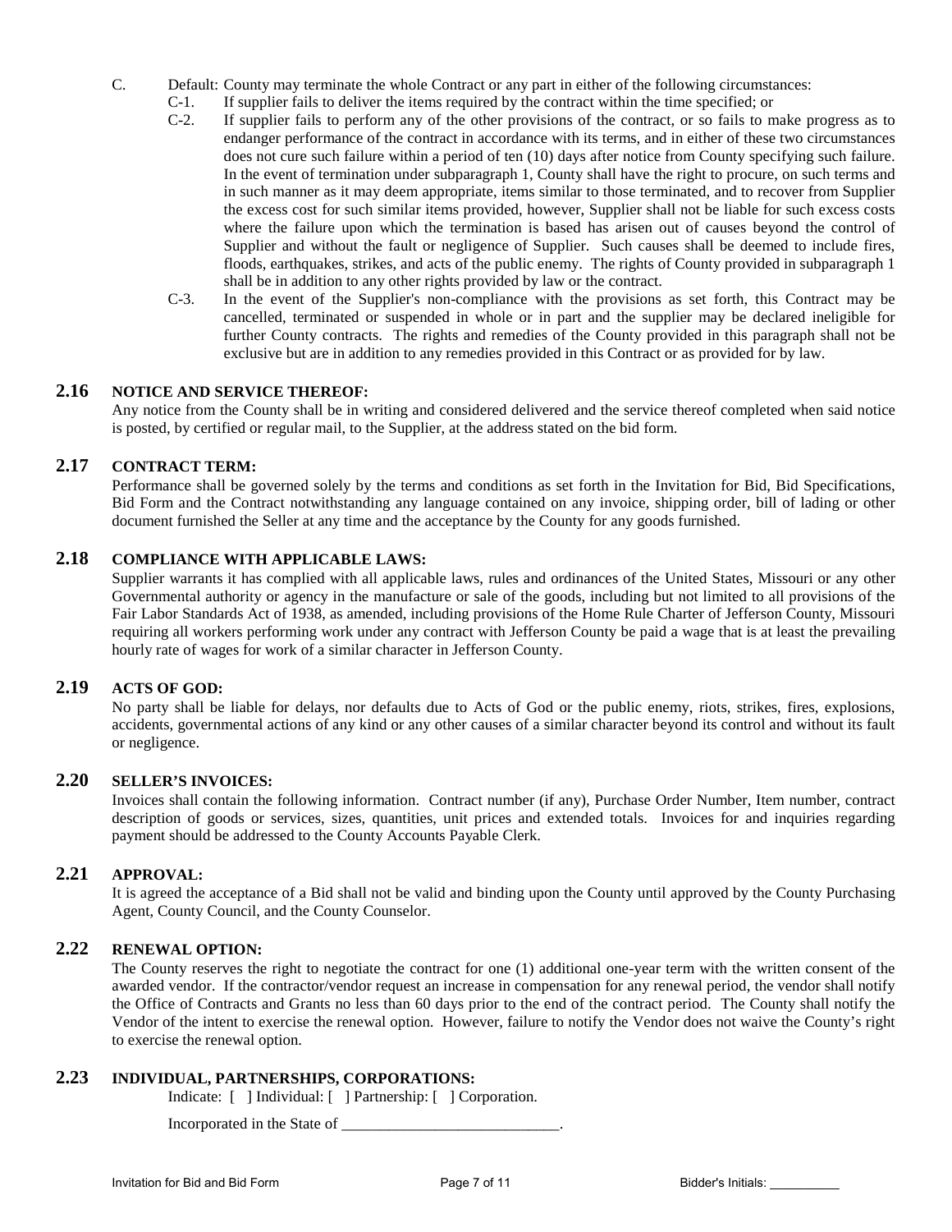C. Default: County may terminate the whole Contract or any part in either of the following circumstances:

C-1. If supplier fails to deliver the items required by the contract within the time specified; or

C-2. If supplier fails to perform any of the other provisions of the contract, or so fails to make progress as to endanger performance of the contract in accordance with its terms, and in either of these two circumstances does not cure such failure within a period of ten (10) days after notice from County specifying such failure. In the event of termination under subparagraph 1, County shall have the right to procure, on such terms and in such manner as it may deem appropriate, items similar to those terminated, and to recover from Supplier the excess cost for such similar items provided, however, Supplier shall not be liable for such excess costs where the failure upon which the termination is based has arisen out of causes beyond the control of Supplier and without the fault or negligence of Supplier. Such causes shall be deemed to include fires, floods, earthquakes, strikes, and acts of the public enemy. The rights of County provided in subparagraph 1 shall be in addition to any other rights provided by law or the contract.

C-3. In the event of the Supplier's non-compliance with the provisions as set forth, this Contract may be cancelled, terminated or suspended in whole or in part and the supplier may be declared ineligible for further County contracts. The rights and remedies of the County provided in this paragraph shall not be exclusive but are in addition to any remedies provided in this Contract or as provided for by law.

## 2.16 NOTICE AND SERVICE THEREOF:

Any notice from the County shall be in writing and considered delivered and the service thereof completed when said notice is posted, by certified or regular mail, to the Supplier, at the address stated on the bid form.

## 2.17 CONTRACT TERM:

Performance shall be governed solely by the terms and conditions as set forth in the Invitation for Bid, Bid Specifications, Bid Form and the Contract notwithstanding any language contained on any invoice, shipping order, bill of lading or other document furnished the Seller at any time and the acceptance by the County for any goods furnished.

## 2.18 COMPLIANCE WITH APPLICABLE LAWS:

Supplier warrants it has complied with all applicable laws, rules and ordinances of the United States, Missouri or any other Governmental authority or agency in the manufacture or sale of the goods, including but not limited to all provisions of the Fair Labor Standards Act of 1938, as amended, including provisions of the Home Rule Charter of Jefferson County, Missouri requiring all workers performing work under any contract with Jefferson County be paid a wage that is at least the prevailing hourly rate of wages for work of a similar character in Jefferson County.

## 2.19 ACTS OF GOD:

No party shall be liable for delays, nor defaults due to Acts of God or the public enemy, riots, strikes, fires, explosions, accidents, governmental actions of any kind or any other causes of a similar character beyond its control and without its fault or negligence.

## 2.20 SELLER'S INVOICES:

Invoices shall contain the following information. Contract number (if any), Purchase Order Number, Item number, contract description of goods or services, sizes, quantities, unit prices and extended totals. Invoices for and inquiries regarding payment should be addressed to the County Accounts Payable Clerk.

## 2.21 APPROVAL:

It is agreed the acceptance of a Bid shall not be valid and binding upon the County until approved by the County Purchasing Agent, County Council, and the County Counselor.

## 2.22 RENEWAL OPTION:

The County reserves the right to negotiate the contract for one (1) additional one-year term with the written consent of the awarded vendor. If the contractor/vendor request an increase in compensation for any renewal period, the vendor shall notify the Office of Contracts and Grants no less than 60 days prior to the end of the contract period. The County shall notify the Vendor of the intent to exercise the renewal option. However, failure to notify the Vendor does not waive the County's right to exercise the renewal option.

## 2.23 INDIVIDUAL, PARTNERSHIPS, CORPORATIONS:

Indicate: [ ] Individual: [ ] Partnership: [ ] Corporation.

Incorporated in the State of \_\_\_\_\_\_\_\_\_\_\_\_\_\_\_\_\_\_\_\_\_\_\_\_\_\_\_\_.

Bidder's Initials: \_\_\_\_\_\_\_\_\_\_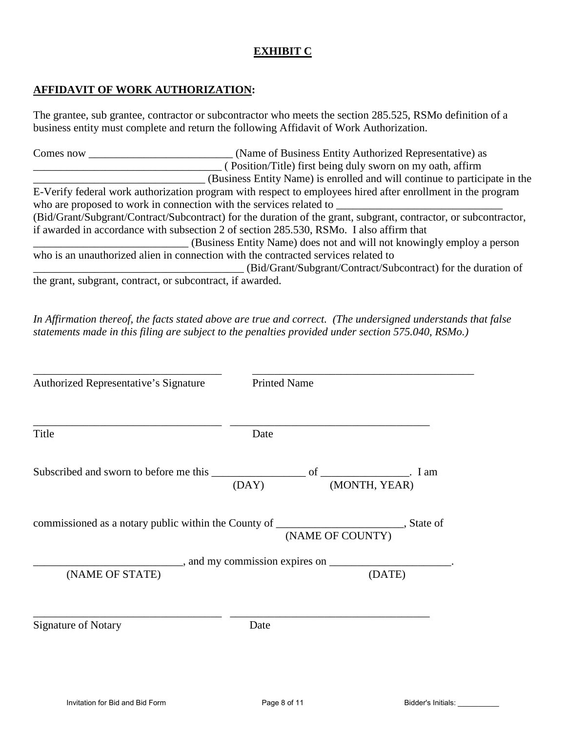# EXHIBIT C

## AFFIDAVIT OF WORK AUTHORIZATION:

The grantee, sub grantee, contractor or subcontractor who meets the section 285.525, RSMo definition of a business entity must complete and return the following Affidavit of Work Authorization.

Comes now __________________________ (Name of Business Entity Authorized Representative) as __________________________________ ( Position/Title) first being duly sworn on my oath, affirm _______________________________ (Business Entity Name) is enrolled and will continue to participate in the E-Verify federal work authorization program with respect to employees hired after enrollment in the program who are proposed to work in connection with the services related to ______________________________ (Bid/Grant/Subgrant/Contract/Subcontract) for the duration of the grant, subgrant, contractor, or subcontractor, if awarded in accordance with subsection 2 of section 285.530, RSMo. I also affirm that ____________________________ (Business Entity Name) does not and will not knowingly employ a person who is an unauthorized alien in connection with the contracted services related to ______________________________________ (Bid/Grant/Subgrant/Contract/Subcontract) for the duration of the grant, subgrant, contract, or subcontract, if awarded.

*In Affirmation thereof, the facts stated above are true and correct. (The undersigned understands that false statements made in this filing are subject to the penalties provided under section 575.040, RSMo.)*

___________________________________ ___________________________________________

Authorized Representative's Signature Printed Name

___________________________________ ___________________________________

Title Date

Subscribed and sworn to before me this _________________ of ________________. I am
(DAY) (MONTH, YEAR)

commissioned as a notary public within the County of _______________________, State of
(NAME OF COUNTY)

__________________________, and my commission expires on ______________________.
(NAME OF STATE) (DATE)

___________________________________ ___________________________________

Signature of Notary Date

Invitation for Bid and Bid Form

Bidder's Initials: __________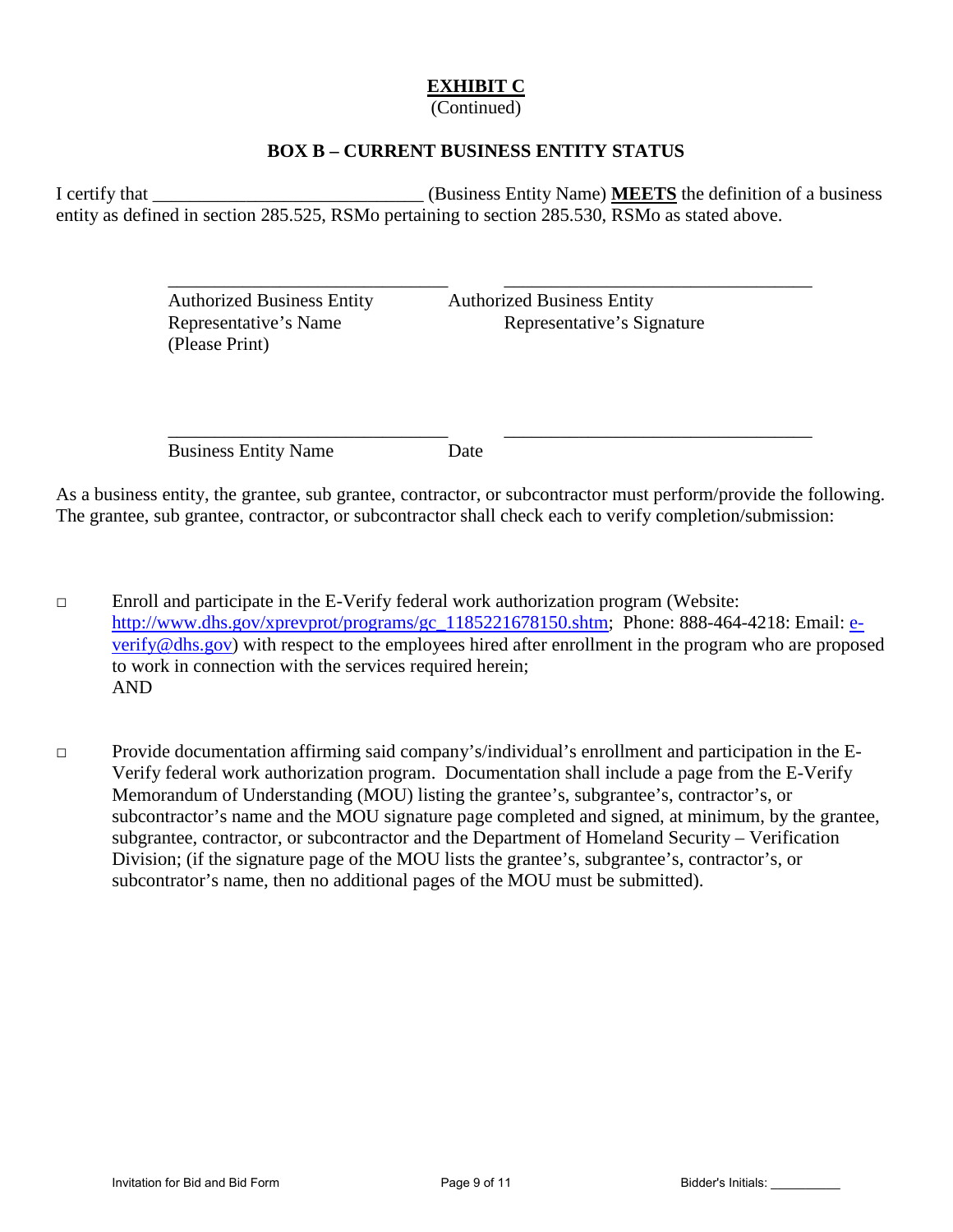# EXHIBIT C

(Continued)

## BOX B – CURRENT BUSINESS ENTITY STATUS

I certify that ____________________________ (Business Entity Name) **MEETS** the definition of a business entity as defined in section 285.525, RSMo pertaining to section 285.530, RSMo as stated above.

| ______________________________ | ______________________________ |
|---|---|
| Authorized Business Entity Representative's Name (Please Print) | Authorized Business Entity Representative's Signature |
| ______________________________ | ______________________________ |
| Business Entity Name | Date |

As a business entity, the grantee, sub grantee, contractor, or subcontractor must perform/provide the following. The grantee, sub grantee, contractor, or subcontractor shall check each to verify completion/submission:

- ☐ Enroll and participate in the E-Verify federal work authorization program (Website: http://www.dhs.gov/xprevprot/programs/gc_1185221678150.shtm; Phone: 888-464-4218: Email: e-verify@dhs.gov) with respect to the employees hired after enrollment in the program who are proposed to work in connection with the services required herein;
  AND

- ☐ Provide documentation affirming said company's/individual's enrollment and participation in the E-Verify federal work authorization program. Documentation shall include a page from the E-Verify Memorandum of Understanding (MOU) listing the grantee's, subgrantee's, contractor's, or subcontractor's name and the MOU signature page completed and signed, at minimum, by the grantee, subgrantee, contractor, or subcontractor and the Department of Homeland Security – Verification Division; (if the signature page of the MOU lists the grantee's, subgrantee's, contractor's, or subcontrator's name, then no additional pages of the MOU must be submitted).

Invitation for Bid and Bid Form Bidder's Initials: __________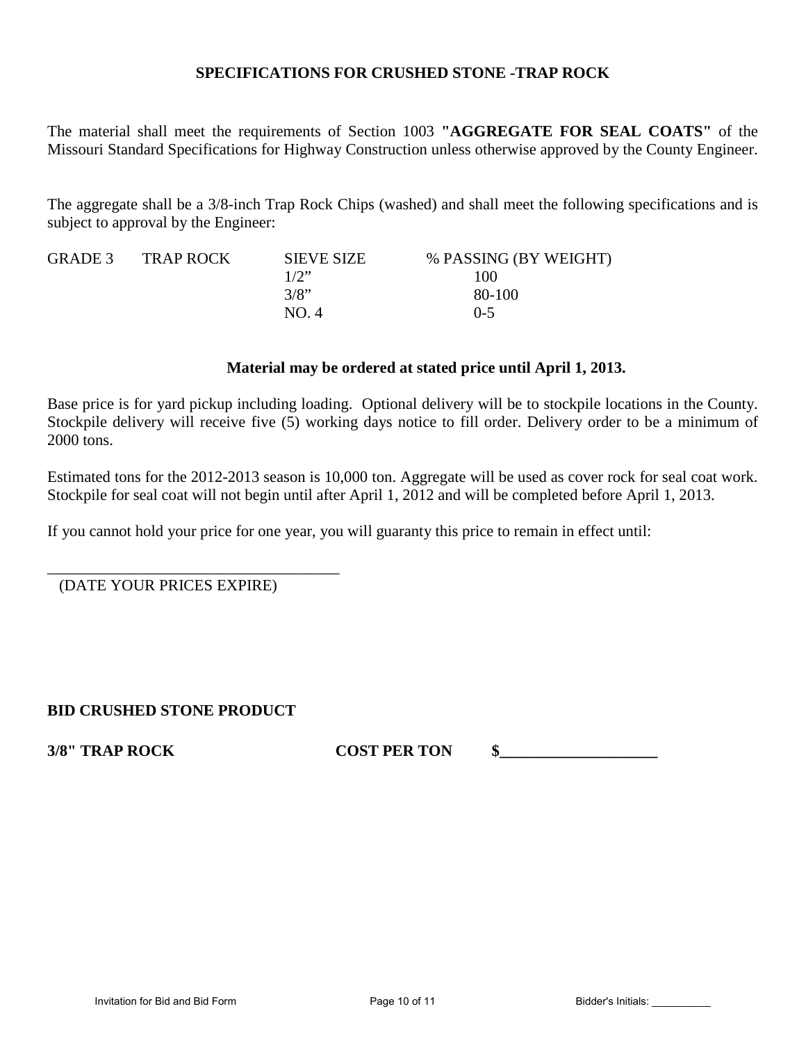## SPECIFICATIONS FOR CRUSHED STONE -TRAP ROCK

The material shall meet the requirements of Section 1003 **"AGGREGATE FOR SEAL COATS"** of the Missouri Standard Specifications for Highway Construction unless otherwise approved by the County Engineer.

The aggregate shall be a 3/8-inch Trap Rock Chips (washed) and shall meet the following specifications and is subject to approval by the Engineer:

| GRADE 3 | TRAP ROCK | SIEVE SIZE | % PASSING (BY WEIGHT) |
|---|---|---|---|
| | | 1/2” | 100 |
| | | 3/8” | 80-100 |
| | | NO. 4 | 0-5 |

**Material may be ordered at stated price until April 1, 2013.**

Base price is for yard pickup including loading. Optional delivery will be to stockpile locations in the County. Stockpile delivery will receive five (5) working days notice to fill order. Delivery order to be a minimum of 2000 tons.

Estimated tons for the 2012-2013 season is 10,000 ton. Aggregate will be used as cover rock for seal coat work. Stockpile for seal coat will not begin until after April 1, 2012 and will be completed before April 1, 2013.

If you cannot hold your price for one year, you will guaranty this price to remain in effect until:

______________________________________
(DATE YOUR PRICES EXPIRE)

**BID CRUSHED STONE PRODUCT**

**3/8" TRAP ROCK** **COST PER TON** **$____________________**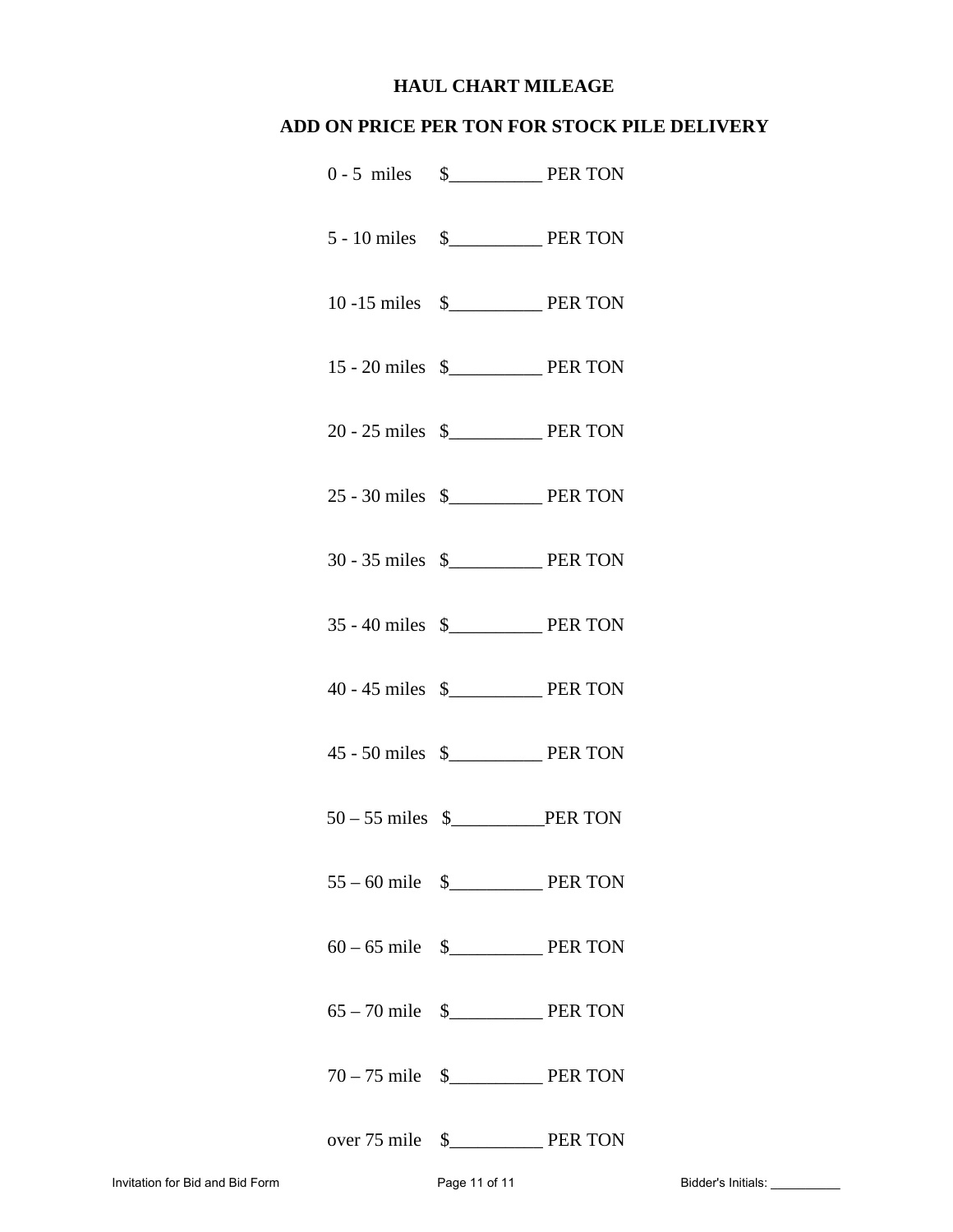## HAUL CHART MILEAGE

## ADD ON PRICE PER TON FOR STOCK PILE DELIVERY

0 - 5 miles $__________ PER TON

5 - 10 miles $__________ PER TON

10 -15 miles $__________ PER TON

15 - 20 miles $__________ PER TON

20 - 25 miles $__________ PER TON

25 - 30 miles $__________ PER TON

30 - 35 miles $__________ PER TON

35 - 40 miles $__________ PER TON

40 - 45 miles $__________ PER TON

45 - 50 miles $__________ PER TON

50 – 55 miles $__________PER TON

55 – 60 mile $__________ PER TON

60 – 65 mile $__________ PER TON

65 – 70 mile $__________ PER TON

70 – 75 mile $__________ PER TON

over 75 mile $__________ PER TON

Bidder's Initials: __________